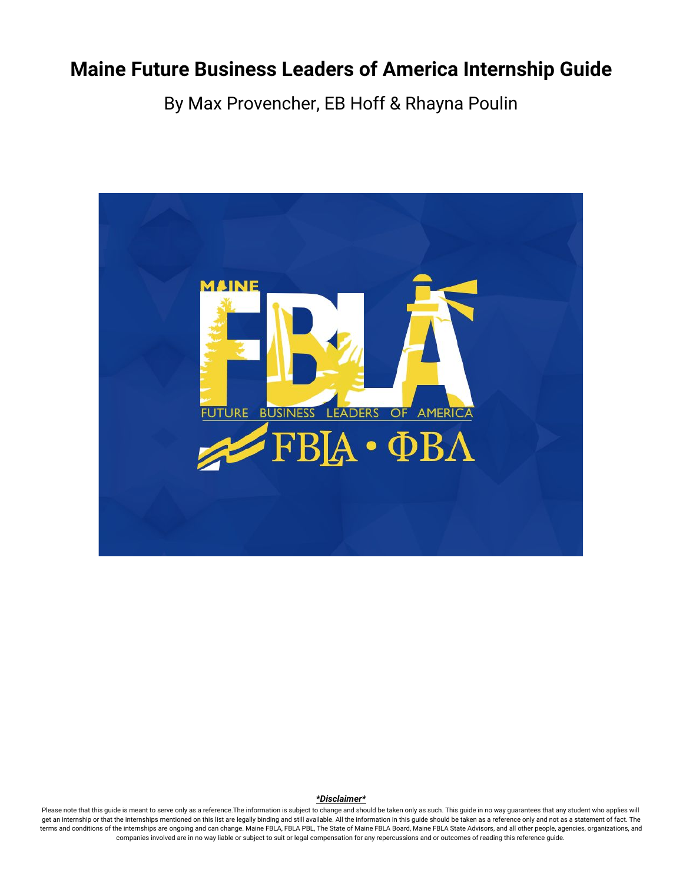# Maine Future Business Leaders of America Internship Guide

By Max Provencher, EB Hoff & Rhayna Poulin

***Disclaimer***

Please note that this guide is meant to serve only as a reference.The information is subject to change and should be taken only as such. This guide in no way guarantees that any student who applies will get an internship or that the internships mentioned on this list are legally binding and still available. All the information in this guide should be taken as a reference only and not as a statement of fact. The terms and conditions of the internships are ongoing and can change. Maine FBLA, FBLA PBL, The State of Maine FBLA Board, Maine FBLA State Advisors, and all other people, agencies, organizations, and companies involved are in no way liable or subject to suit or legal compensation for any repercussions and or outcomes of reading this reference guide.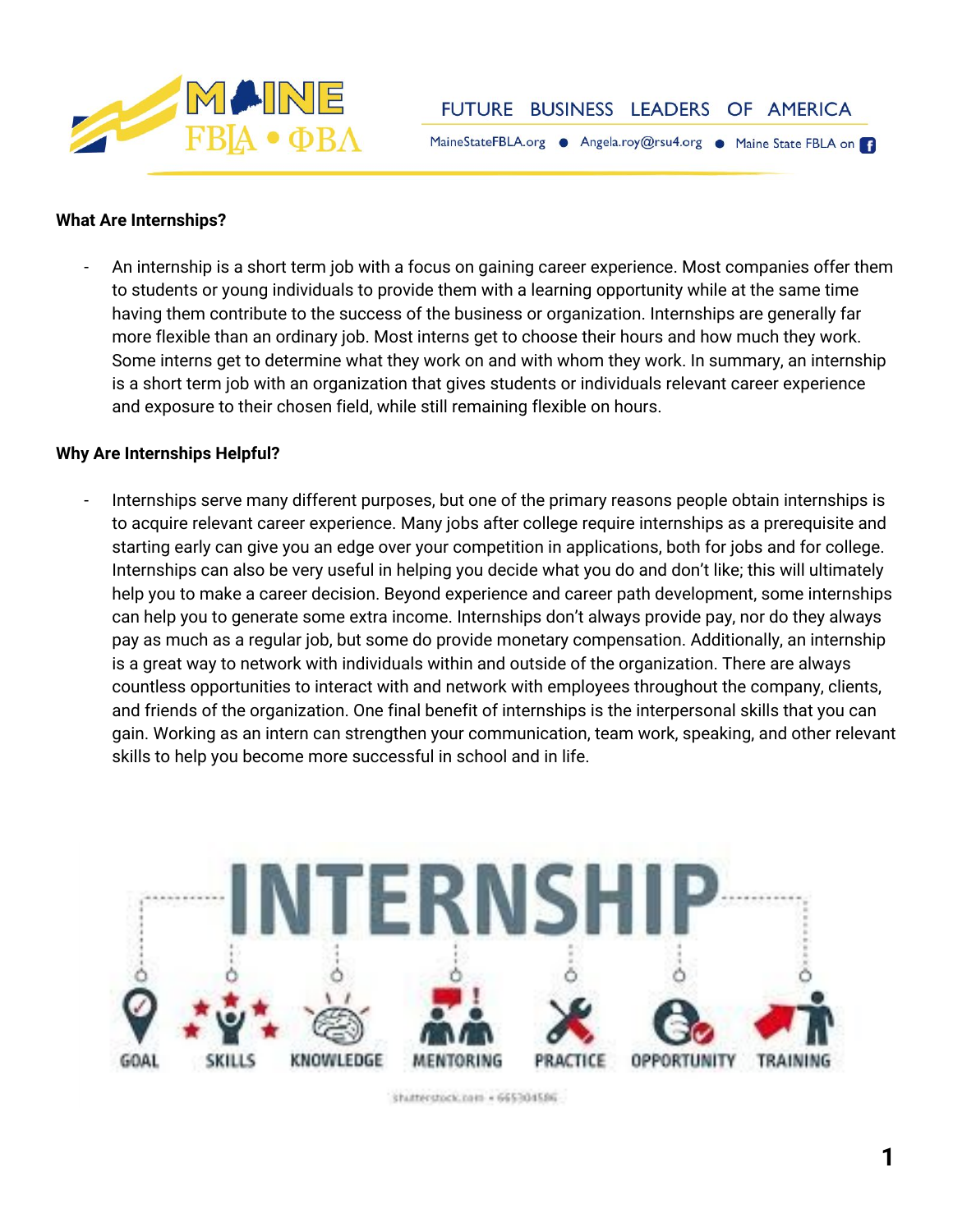## What Are Internships?

- An internship is a short term job with a focus on gaining career experience. Most companies offer them to students or young individuals to provide them with a learning opportunity while at the same time having them contribute to the success of the business or organization. Internships are generally far more flexible than an ordinary job. Most interns get to choose their hours and how much they work. Some interns get to determine what they work on and with whom they work. In summary, an internship is a short term job with an organization that gives students or individuals relevant career experience and exposure to their chosen field, while still remaining flexible on hours.

## Why Are Internships Helpful?

- Internships serve many different purposes, but one of the primary reasons people obtain internships is to acquire relevant career experience. Many jobs after college require internships as a prerequisite and starting early can give you an edge over your competition in applications, both for jobs and for college. Internships can also be very useful in helping you decide what you do and don't like; this will ultimately help you to make a career decision. Beyond experience and career path development, some internships can help you to generate some extra income. Internships don't always provide pay, nor do they always pay as much as a regular job, but some do provide monetary compensation. Additionally, an internship is a great way to network with individuals within and outside of the organization. There are always countless opportunities to interact with and network with employees throughout the company, clients, and friends of the organization. One final benefit of internships is the interpersonal skills that you can gain. Working as an intern can strengthen your communication, team work, speaking, and other relevant skills to help you become more successful in school and in life.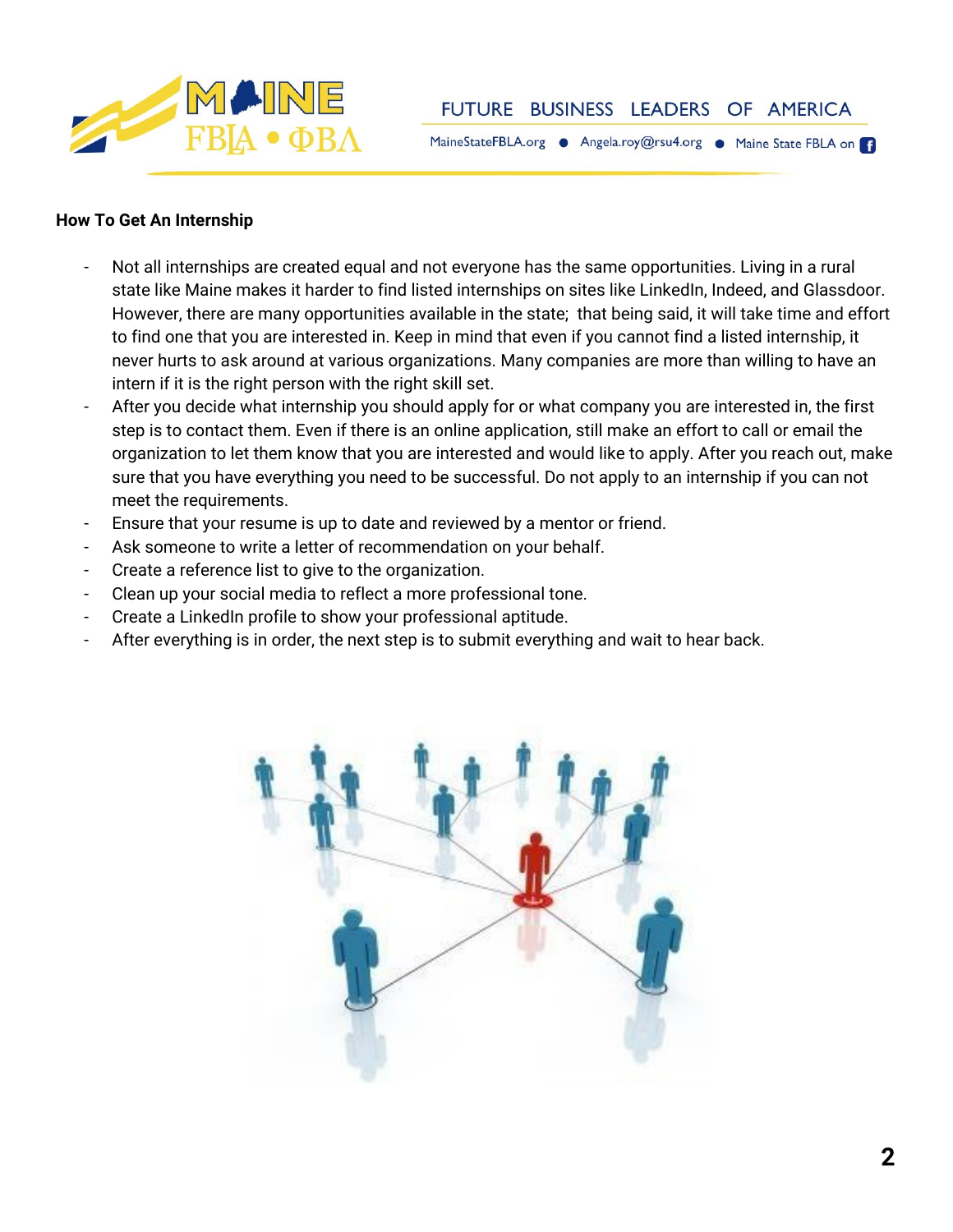**How To Get An Internship**

- Not all internships are created equal and not everyone has the same opportunities. Living in a rural state like Maine makes it harder to find listed internships on sites like LinkedIn, Indeed, and Glassdoor. However, there are many opportunities available in the state; that being said, it will take time and effort to find one that you are interested in. Keep in mind that even if you cannot find a listed internship, it never hurts to ask around at various organizations. Many companies are more than willing to have an intern if it is the right person with the right skill set.
- After you decide what internship you should apply for or what company you are interested in, the first step is to contact them. Even if there is an online application, still make an effort to call or email the organization to let them know that you are interested and would like to apply. After you reach out, make sure that you have everything you need to be successful. Do not apply to an internship if you can not meet the requirements.
- Ensure that your resume is up to date and reviewed by a mentor or friend.
- Ask someone to write a letter of recommendation on your behalf.
- Create a reference list to give to the organization.
- Clean up your social media to reflect a more professional tone.
- Create a LinkedIn profile to show your professional aptitude.
- After everything is in order, the next step is to submit everything and wait to hear back.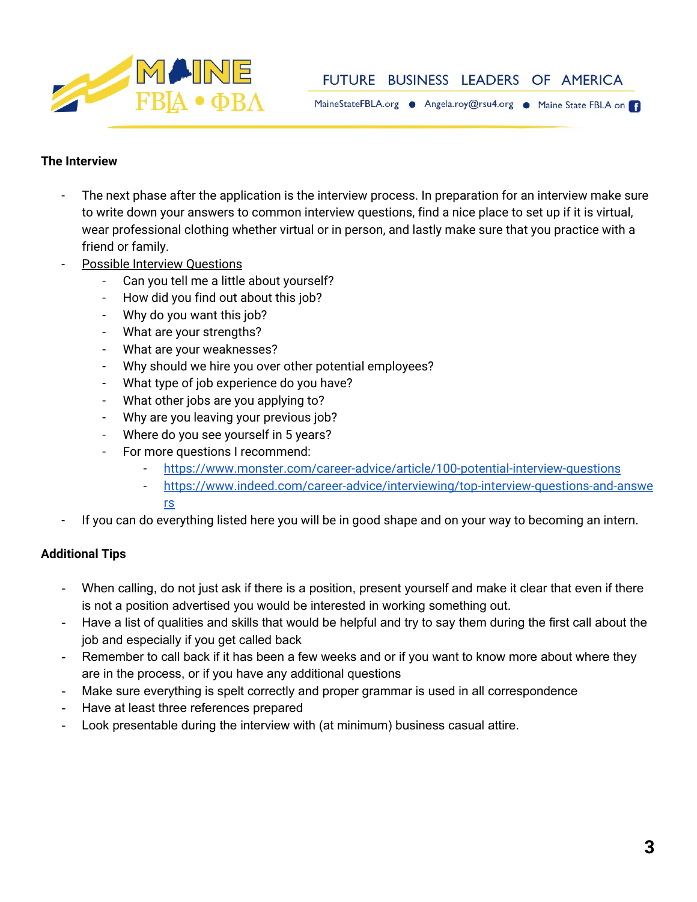**The Interview**

- The next phase after the application is the interview process. In preparation for an interview make sure to write down your answers to common interview questions, find a nice place to set up if it is virtual, wear professional clothing whether virtual or in person, and lastly make sure that you practice with a friend or family.
- Possible Interview Questions
  - Can you tell me a little about yourself?
  - How did you find out about this job?
  - Why do you want this job?
  - What are your strengths?
  - What are your weaknesses?
  - Why should we hire you over other potential employees?
  - What type of job experience do you have?
  - What other jobs are you applying to?
  - Why are you leaving your previous job?
  - Where do you see yourself in 5 years?
  - For more questions I recommend:
    - https://www.monster.com/career-advice/article/100-potential-interview-questions
    - https://www.indeed.com/career-advice/interviewing/top-interview-questions-and-answers
- If you can do everything listed here you will be in good shape and on your way to becoming an intern.

**Additional Tips**

- When calling, do not just ask if there is a position, present yourself and make it clear that even if there is not a position advertised you would be interested in working something out.
- Have a list of qualities and skills that would be helpful and try to say them during the first call about the job and especially if you get called back
- Remember to call back if it has been a few weeks and or if you want to know more about where they are in the process, or if you have any additional questions
- Make sure everything is spelt correctly and proper grammar is used in all correspondence
- Have at least three references prepared
- Look presentable during the interview with (at minimum) business casual attire.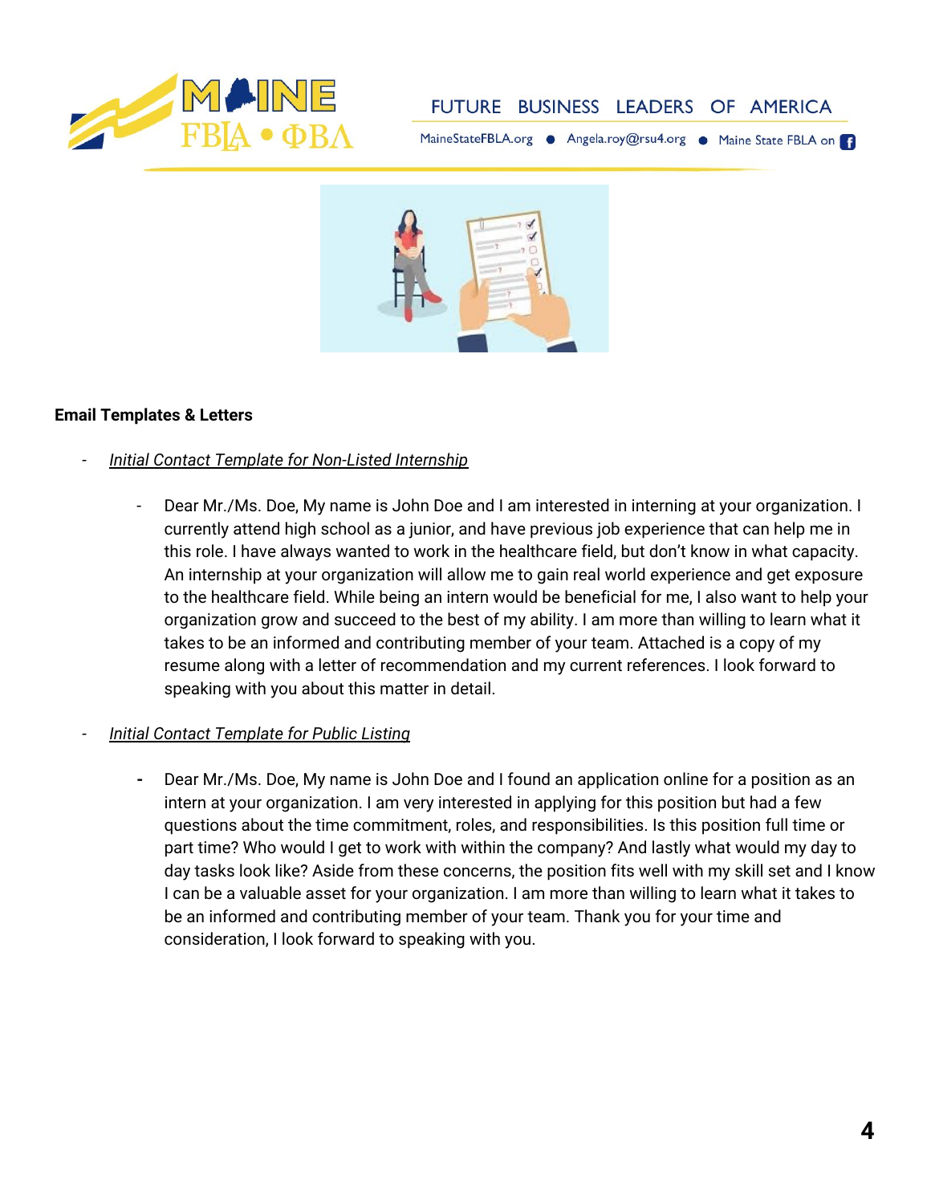**Email Templates & Letters**

- *Initial Contact Template for Non-Listed Internship*
    - Dear Mr./Ms. Doe, My name is John Doe and I am interested in interning at your organization. I currently attend high school as a junior, and have previous job experience that can help me in this role. I have always wanted to work in the healthcare field, but don't know in what capacity. An internship at your organization will allow me to gain real world experience and get exposure to the healthcare field. While being an intern would be beneficial for me, I also want to help your organization grow and succeed to the best of my ability. I am more than willing to learn what it takes to be an informed and contributing member of your team. Attached is a copy of my resume along with a letter of recommendation and my current references. I look forward to speaking with you about this matter in detail.
- *Initial Contact Template for Public Listing*
    - Dear Mr./Ms. Doe, My name is John Doe and I found an application online for a position as an intern at your organization. I am very interested in applying for this position but had a few questions about the time commitment, roles, and responsibilities. Is this position full time or part time? Who would I get to work with within the company? And lastly what would my day to day tasks look like? Aside from these concerns, the position fits well with my skill set and I know I can be a valuable asset for your organization. I am more than willing to learn what it takes to be an informed and contributing member of your team. Thank you for your time and consideration, I look forward to speaking with you.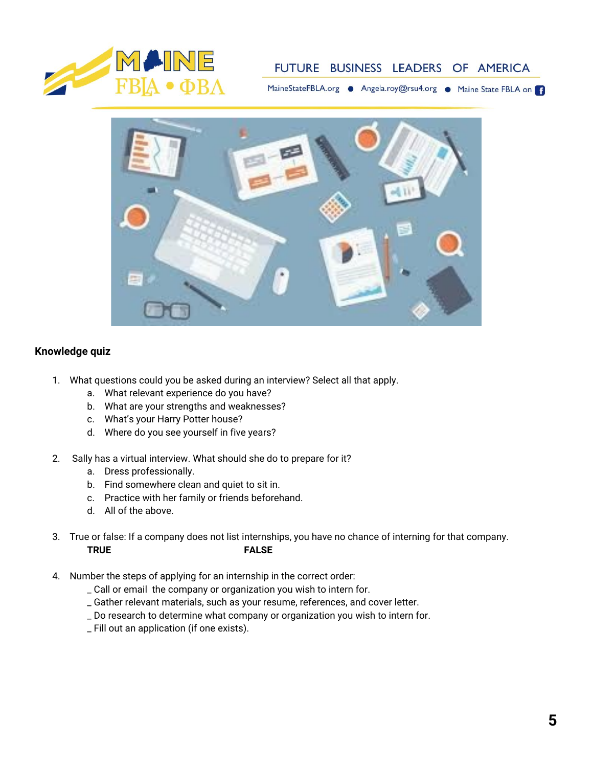**Knowledge quiz**

1. What questions could you be asked during an interview? Select all that apply.
   a. What relevant experience do you have?
   b. What are your strengths and weaknesses?
   c. What's your Harry Potter house?
   d. Where do you see yourself in five years?

2. Sally has a virtual interview. What should she do to prepare for it?
   a. Dress professionally.
   b. Find somewhere clean and quiet to sit in.
   c. Practice with her family or friends beforehand.
   d. All of the above.

3. True or false: If a company does not list internships, you have no chance of interning for that company.
   **TRUE** **FALSE**

4. Number the steps of applying for an internship in the correct order:
   _ Call or email the company or organization you wish to intern for.
   _ Gather relevant materials, such as your resume, references, and cover letter.
   _ Do research to determine what company or organization you wish to intern for.
   _ Fill out an application (if one exists).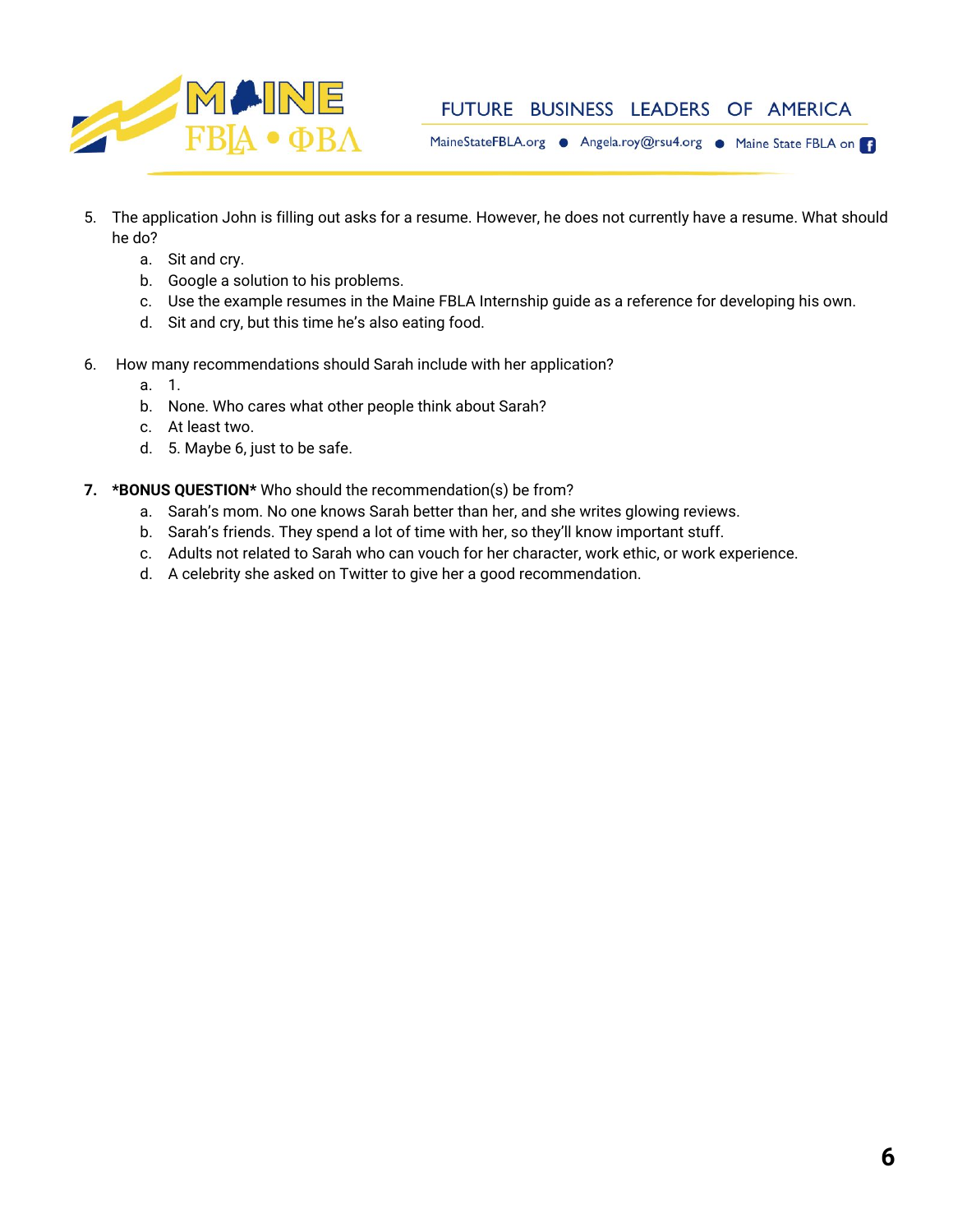5. The application John is filling out asks for a resume. However, he does not currently have a resume. What should he do?
    a. Sit and cry.
    b. Google a solution to his problems.
    c. Use the example resumes in the Maine FBLA Internship guide as a reference for developing his own.
    d. Sit and cry, but this time he's also eating food.

6. How many recommendations should Sarah include with her application?
    a. 1.
    b. None. Who cares what other people think about Sarah?
    c. At least two.
    d. 5. Maybe 6, just to be safe.

7. ***BONUS QUESTION*** Who should the recommendation(s) be from?
    a. Sarah's mom. No one knows Sarah better than her, and she writes glowing reviews.
    b. Sarah's friends. They spend a lot of time with her, so they'll know important stuff.
    c. Adults not related to Sarah who can vouch for her character, work ethic, or work experience.
    d. A celebrity she asked on Twitter to give her a good recommendation.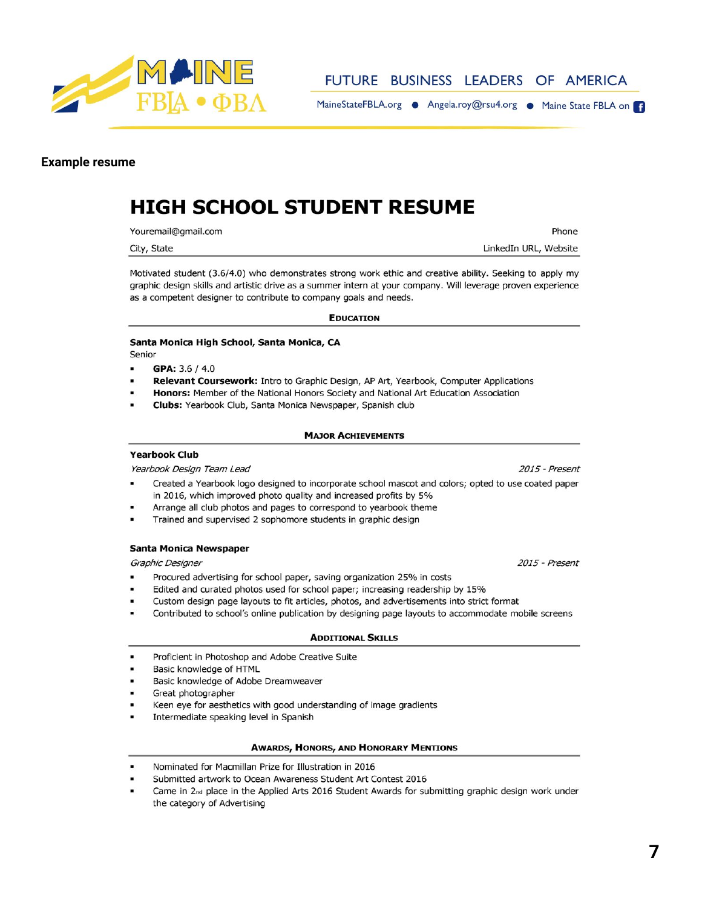**Example resume**

# HIGH SCHOOL STUDENT RESUME

Youremail@gmail.com — Phone

City, State — LinkedIn URL, Website

Motivated student (3.6/4.0) who demonstrates strong work ethic and creative ability. Seeking to apply my graphic design skills and artistic drive as a summer intern at your company. Will leverage proven experience as a competent designer to contribute to company goals and needs.

## Education

**Santa Monica High School, Santa Monica, CA**
Senior

- **GPA:** 3.6 / 4.0
- **Relevant Coursework:** Intro to Graphic Design, AP Art, Yearbook, Computer Applications
- **Honors:** Member of the National Honors Society and National Art Education Association
- **Clubs:** Yearbook Club, Santa Monica Newspaper, Spanish club

## Major Achievements

**Yearbook Club**
*Yearbook Design Team Lead* — *2015 - Present*

- Created a Yearbook logo designed to incorporate school mascot and colors; opted to use coated paper in 2016, which improved photo quality and increased profits by 5%
- Arrange all club photos and pages to correspond to yearbook theme
- Trained and supervised 2 sophomore students in graphic design

**Santa Monica Newspaper**
*Graphic Designer* — *2015 - Present*

- Procured advertising for school paper, saving organization 25% in costs
- Edited and curated photos used for school paper; increasing readership by 15%
- Custom design page layouts to fit articles, photos, and advertisements into strict format
- Contributed to school's online publication by designing page layouts to accommodate mobile screens

## Additional Skills

- Proficient in Photoshop and Adobe Creative Suite
- Basic knowledge of HTML
- Basic knowledge of Adobe Dreamweaver
- Great photographer
- Keen eye for aesthetics with good understanding of image gradients
- Intermediate speaking level in Spanish

## Awards, Honors, and Honorary Mentions

- Nominated for Macmillan Prize for Illustration in 2016
- Submitted artwork to Ocean Awareness Student Art Contest 2016
- Came in 2nd place in the Applied Arts 2016 Student Awards for submitting graphic design work under the category of Advertising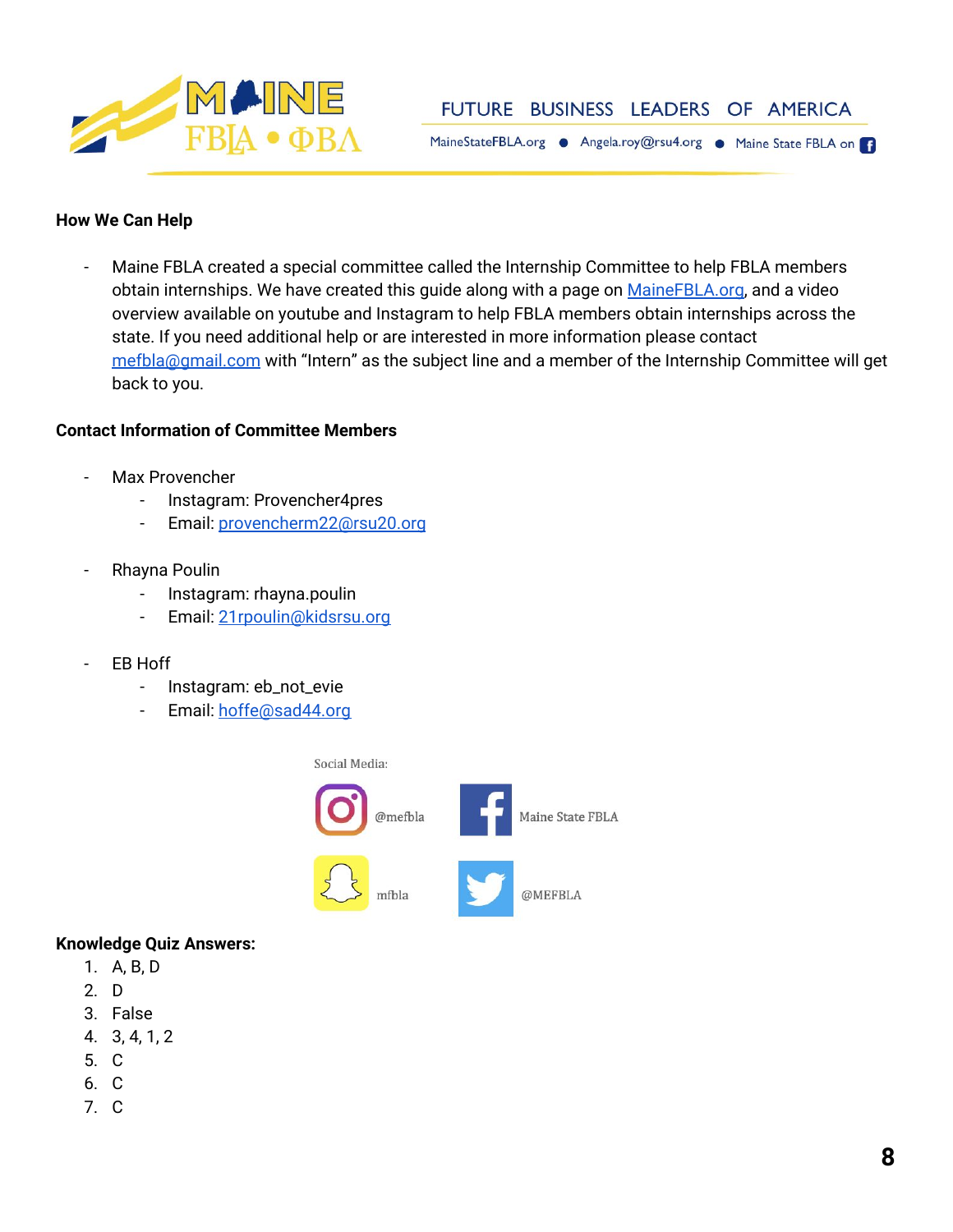**How We Can Help**

- Maine FBLA created a special committee called the Internship Committee to help FBLA members obtain internships. We have created this guide along with a page on MaineFBLA.org, and a video overview available on youtube and Instagram to help FBLA members obtain internships across the state. If you need additional help or are interested in more information please contact mefbla@gmail.com with "Intern" as the subject line and a member of the Internship Committee will get back to you.

**Contact Information of Committee Members**

- Max Provencher
  - Instagram: Provencher4pres
  - Email: provencherm22@rsu20.org
- Rhayna Poulin
  - Instagram: rhayna.poulin
  - Email: 21rpoulin@kidsrsu.org
- EB Hoff
  - Instagram: eb_not_evie
  - Email: hoffe@sad44.org

Social Media:

@mefbla

Maine State FBLA

mfbla

@MEFBLA

**Knowledge Quiz Answers:**

1. A, B, D
2. D
3. False
4. 3, 4, 1, 2
5. C
6. C
7. C